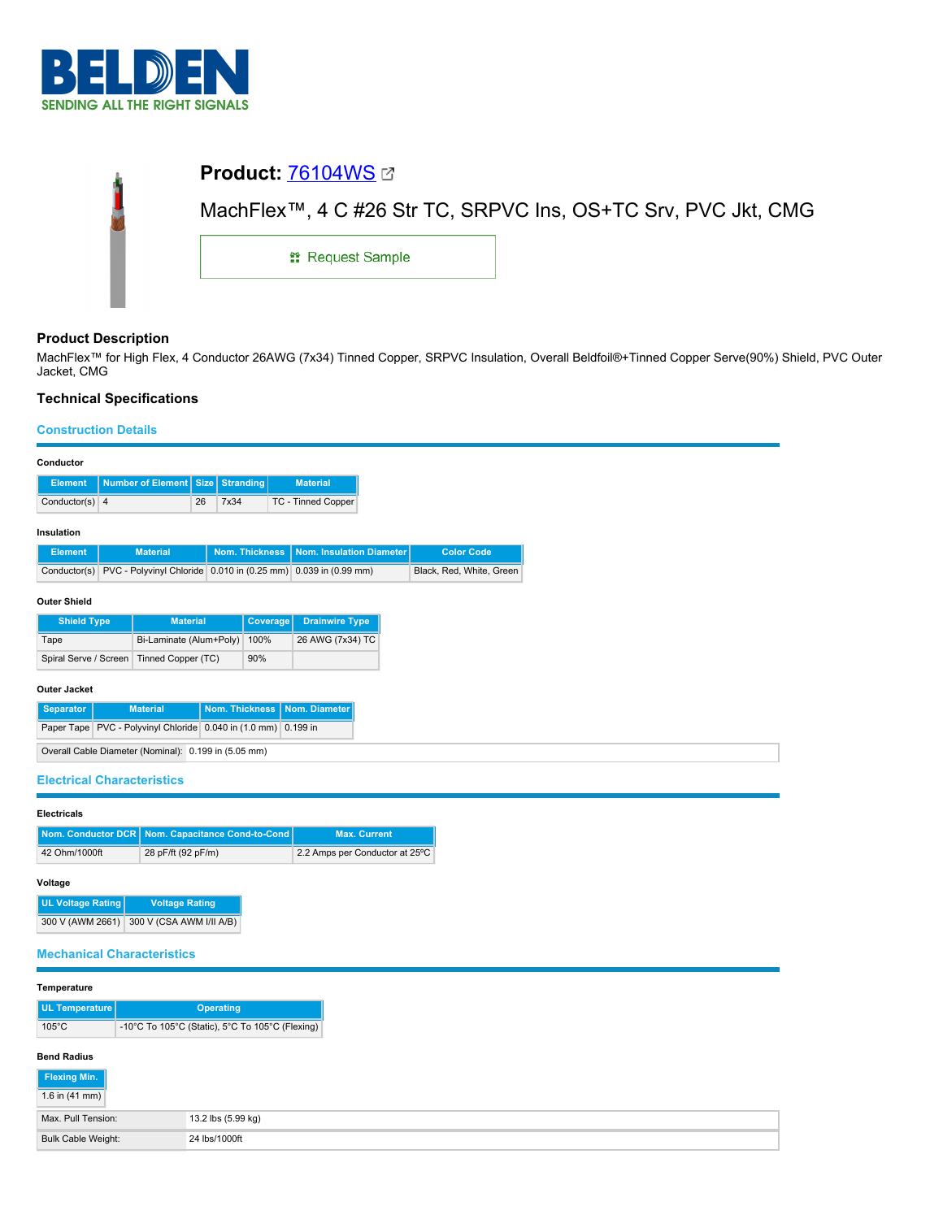BELDEN
SENDING ALL THE RIGHT SIGNALS

# Product: 76104WS

MachFlex™, 4 C #26 Str TC, SRPVC Ins, OS+TC Srv, PVC Jkt, CMG

Request Sample

## Product Description

MachFlex™ for High Flex, 4 Conductor 26AWG (7x34) Tinned Copper, SRPVC Insulation, Overall Beldfoil®+Tinned Copper Serve(90%) Shield, PVC Outer Jacket, CMG

## Technical Specifications

### Construction Details

**Conductor**

| Element | Number of Element | Size | Stranding | Material |
|---|---|---|---|---|
| Conductor(s) | 4 | 26 | 7x34 | TC - Tinned Copper |

**Insulation**

| Element | Material | Nom. Thickness | Nom. Insulation Diameter | Color Code |
|---|---|---|---|---|
| Conductor(s) | PVC - Polyvinyl Chloride | 0.010 in (0.25 mm) | 0.039 in (0.99 mm) | Black, Red, White, Green |

**Outer Shield**

| Shield Type | Material | Coverage | Drainwire Type |
|---|---|---|---|
| Tape | Bi-Laminate (Alum+Poly) | 100% | 26 AWG (7x34) TC |
| Spiral Serve / Screen | Tinned Copper (TC) | 90% | |

**Outer Jacket**

| Separator | Material | Nom. Thickness | Nom. Diameter |
|---|---|---|---|
| Paper Tape | PVC - Polyvinyl Chloride | 0.040 in (1.0 mm) | 0.199 in |

| | |
|---|---|
| Overall Cable Diameter (Nominal): | 0.199 in (5.05 mm) |

### Electrical Characteristics

**Electricals**

| Nom. Conductor DCR | Nom. Capacitance Cond-to-Cond | Max. Current |
|---|---|---|
| 42 Ohm/1000ft | 28 pF/ft (92 pF/m) | 2.2 Amps per Conductor at 25°C |

**Voltage**

| UL Voltage Rating | Voltage Rating |
|---|---|
| 300 V (AWM 2661) | 300 V (CSA AWM I/II A/B) |

### Mechanical Characteristics

**Temperature**

| UL Temperature | Operating |
|---|---|
| 105°C | -10°C To 105°C (Static), 5°C To 105°C (Flexing) |

**Bend Radius**

| Flexing Min. |
|---|
| 1.6 in (41 mm) |

| | |
|---|---|
| Max. Pull Tension: | 13.2 lbs (5.99 kg) |
| Bulk Cable Weight: | 24 lbs/1000ft |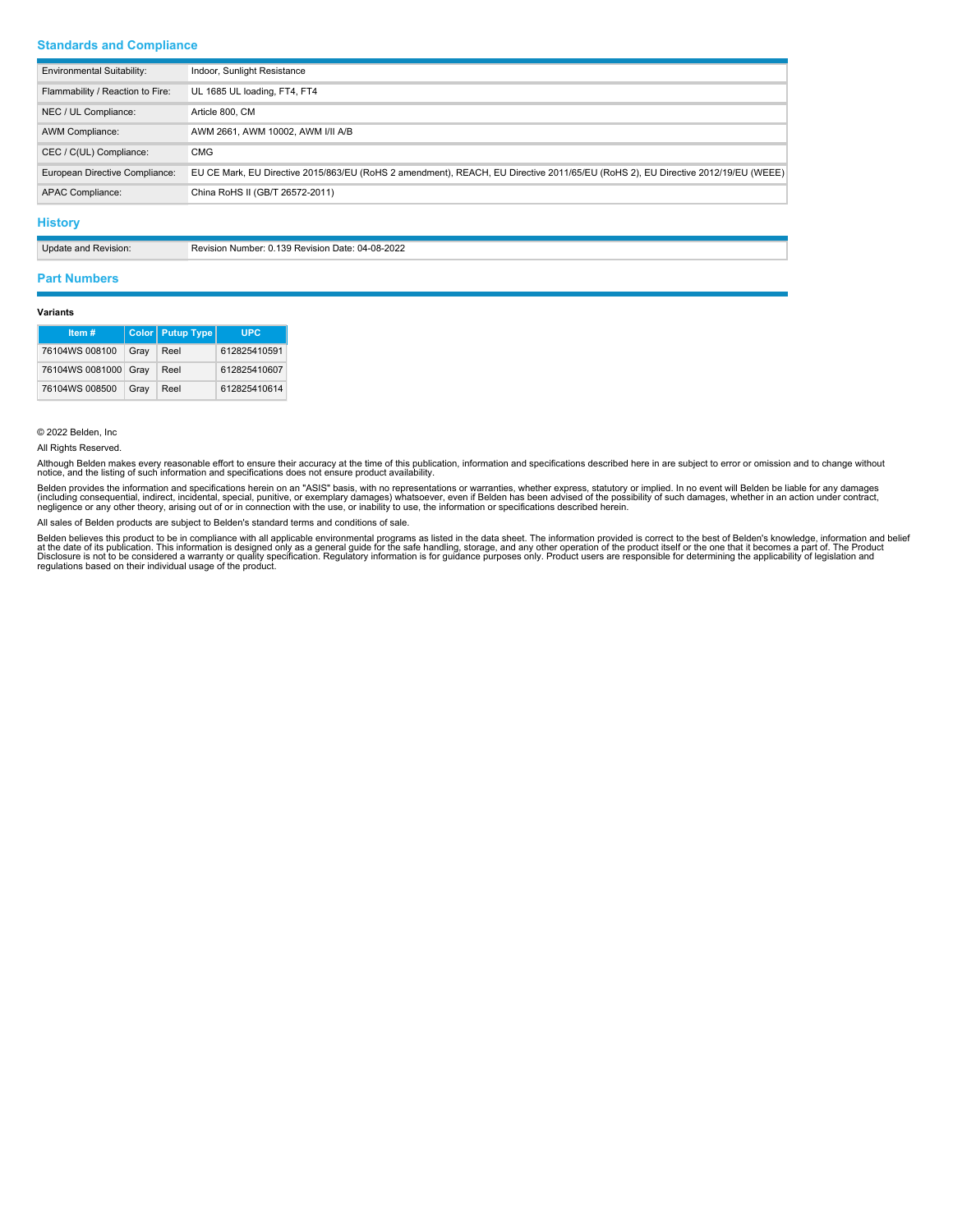## Standards and Compliance

| | |
|---|---|
| Environmental Suitability: | Indoor, Sunlight Resistance |
| Flammability / Reaction to Fire: | UL 1685 UL loading, FT4, FT4 |
| NEC / UL Compliance: | Article 800, CM |
| AWM Compliance: | AWM 2661, AWM 10002, AWM I/II A/B |
| CEC / C(UL) Compliance: | CMG |
| European Directive Compliance: | EU CE Mark, EU Directive 2015/863/EU (RoHS 2 amendment), REACH, EU Directive 2011/65/EU (RoHS 2), EU Directive 2012/19/EU (WEEE) |
| APAC Compliance: | China RoHS II (GB/T 26572-2011) |

## History

| | |
|---|---|
| Update and Revision: | Revision Number: 0.139 Revision Date: 04-08-2022 |

## Part Numbers

**Variants**

| Item # | Color | Putup Type | UPC |
|---|---|---|---|
| 76104WS 008100 | Gray | Reel | 612825410591 |
| 76104WS 0081000 | Gray | Reel | 612825410607 |
| 76104WS 008500 | Gray | Reel | 612825410614 |

© 2022 Belden, Inc

All Rights Reserved.

Although Belden makes every reasonable effort to ensure their accuracy at the time of this publication, information and specifications described here in are subject to error or omission and to change without notice, and the listing of such information and specifications does not ensure product availability.

Belden provides the information and specifications herein on an "ASIS" basis, with no representations or warranties, whether express, statutory or implied. In no event will Belden be liable for any damages (including consequential, indirect, incidental, special, punitive, or exemplary damages) whatsoever, even if Belden has been advised of the possibility of such damages, whether in an action under contract, negligence or any other theory, arising out of or in connection with the use, or inability to use, the information or specifications described herein.

All sales of Belden products are subject to Belden's standard terms and conditions of sale.

Belden believes this product to be in compliance with all applicable environmental programs as listed in the data sheet. The information provided is correct to the best of Belden's knowledge, information and belief at the date of its publication. This information is designed only as a general guide for the safe handling, storage, and any other operation of the product itself or the one that it becomes a part of. The Product Disclosure is not to be considered a warranty or quality specification. Regulatory information is for guidance purposes only. Product users are responsible for determining the applicability of legislation and regulations based on their individual usage of the product.